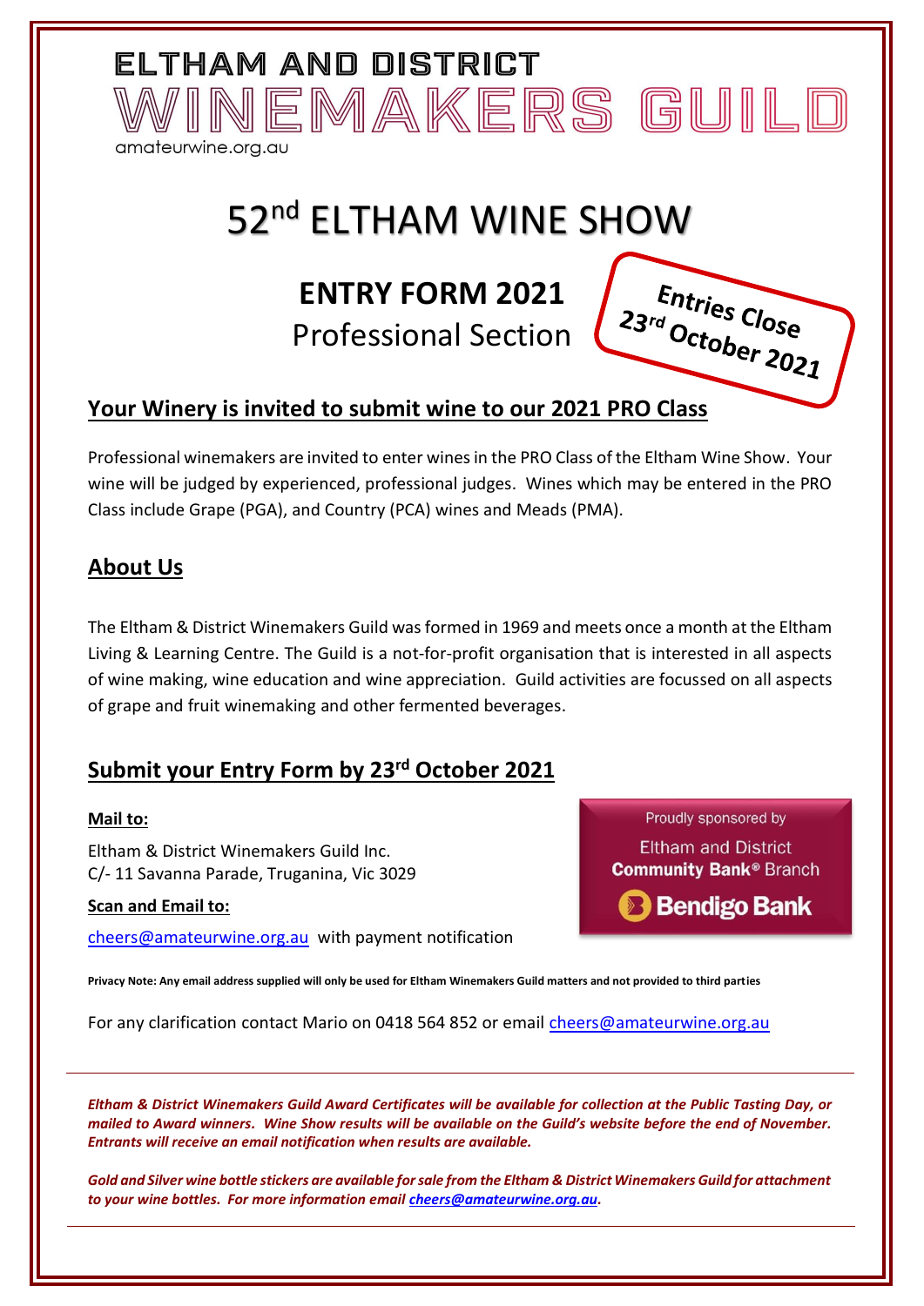ELTHAM AND DISTRICT

# WINEMAKERS GUILD

amateurwine.org.au

# 52nd ELTHAM WINE SHOW

## ENTRY FORM 2021

Professional Section

**Entries Close 23rd October 2021**

## Your Winery is invited to submit wine to our 2021 PRO Class

Professional winemakers are invited to enter wines in the PRO Class of the Eltham Wine Show. Your wine will be judged by experienced, professional judges. Wines which may be entered in the PRO Class include Grape (PGA), and Country (PCA) wines and Meads (PMA).

## About Us

The Eltham & District Winemakers Guild was formed in 1969 and meets once a month at the Eltham Living & Learning Centre. The Guild is a not-for-profit organisation that is interested in all aspects of wine making, wine education and wine appreciation. Guild activities are focussed on all aspects of grape and fruit winemaking and other fermented beverages.

## Submit your Entry Form by 23rd October 2021

**Mail to:**

Eltham & District Winemakers Guild Inc.
C/- 11 Savanna Parade, Truganina, Vic 3029

**Scan and Email to:**

cheers@amateurwine.org.au with payment notification

Proudly sponsored by
Eltham and District
**Community Bank®** Branch
**Bendigo Bank**

**Privacy Note: Any email address supplied will only be used for Eltham Winemakers Guild matters and not provided to third parties**

For any clarification contact Mario on 0418 564 852 or email cheers@amateurwine.org.au

---

***Eltham & District Winemakers Guild Award Certificates will be available for collection at the Public Tasting Day, or mailed to Award winners. Wine Show results will be available on the Guild's website before the end of November. Entrants will receive an email notification when results are available.***

***Gold and Silver wine bottle stickers are available for sale from the Eltham & District Winemakers Guild for attachment to your wine bottles. For more information email cheers@amateurwine.org.au.***

---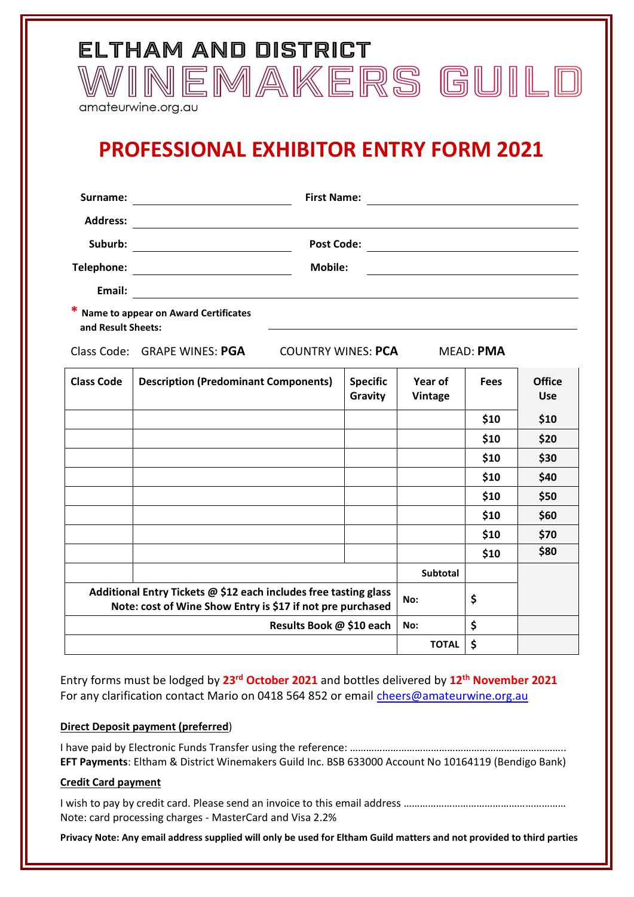# ELTHAM AND DISTRICT WINEMAKERS GUILD

amateurwine.org.au

## PROFESSIONAL EXHIBITOR ENTRY FORM 2021

**Surname:** ____________________ **First Name:** ____________________

**Address:** ________________________________________

**Suburb:** ____________________ **Post Code:** ____________________

**Telephone:** ____________________ **Mobile:** ____________________

**Email:** ________________________________________

* **Name to appear on Award Certificates and Result Sheets:** ____________________

Class Code: GRAPE WINES: **PGA** COUNTRY WINES: **PCA** MEAD: **PMA**

| Class Code | Description (Predominant Components) | Specific Gravity | Year of Vintage | Fees | Office Use |
|---|---|---|---|---|---|
| | | | | **$10** | **$10** |
| | | | | **$10** | **$20** |
| | | | | **$10** | **$30** |
| | | | | **$10** | **$40** |
| | | | | **$10** | **$50** |
| | | | | **$10** | **$60** |
| | | | | **$10** | **$70** |
| | | | | **$10** | **$80** |
| | | | **Subtotal** | | |
| **Additional Entry Tickets @ $12 each includes free tasting glass Note: cost of Wine Show Entry is $17 if not pre purchased** | | | **No:** | **$** | |
| **Results Book @ $10 each** | | | **No:** | **$** | |
| | | | **TOTAL** | **$** | |

Entry forms must be lodged by **23rd October 2021** and bottles delivered by **12th November 2021**
For any clarification contact Mario on 0418 564 852 or email cheers@amateurwine.org.au

**Direct Deposit payment (preferred)**

I have paid by Electronic Funds Transfer using the reference: …………………………………………………………………….
**EFT Payments**: Eltham & District Winemakers Guild Inc. BSB 633000 Account No 10164119 (Bendigo Bank)

**Credit Card payment**

I wish to pay by credit card. Please send an invoice to this email address …………………………………………………
Note: card processing charges - MasterCard and Visa 2.2%

**Privacy Note: Any email address supplied will only be used for Eltham Guild matters and not provided to third parties**